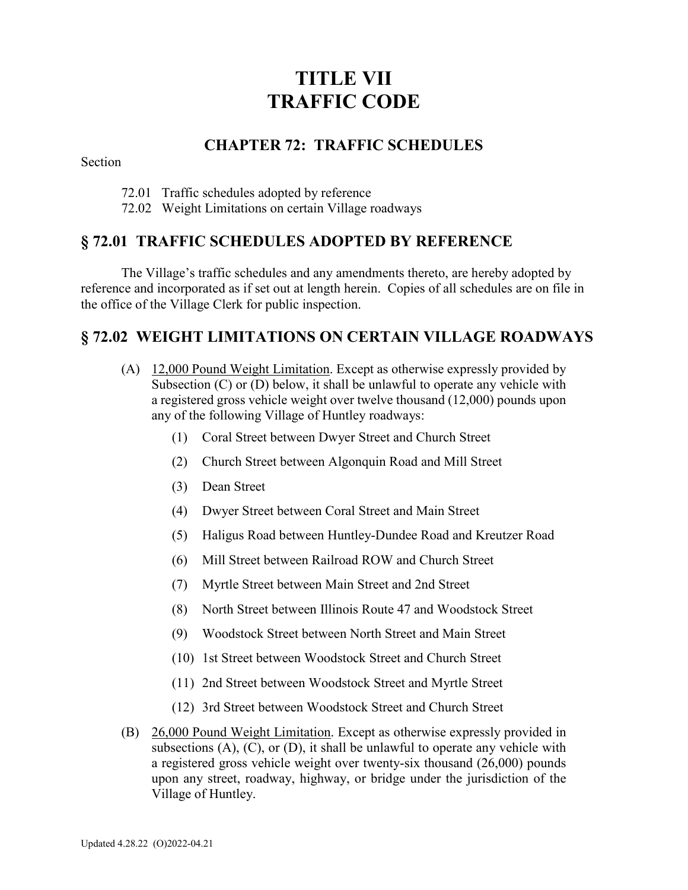# TITLE VII
# TRAFFIC CODE

## CHAPTER 72: TRAFFIC SCHEDULES

Section

72.01 Traffic schedules adopted by reference
72.02 Weight Limitations on certain Village roadways

## § 72.01 TRAFFIC SCHEDULES ADOPTED BY REFERENCE

The Village's traffic schedules and any amendments thereto, are hereby adopted by reference and incorporated as if set out at length herein. Copies of all schedules are on file in the office of the Village Clerk for public inspection.

## § 72.02 WEIGHT LIMITATIONS ON CERTAIN VILLAGE ROADWAYS

(A) 12,000 Pound Weight Limitation. Except as otherwise expressly provided by Subsection (C) or (D) below, it shall be unlawful to operate any vehicle with a registered gross vehicle weight over twelve thousand (12,000) pounds upon any of the following Village of Huntley roadways:

(1) Coral Street between Dwyer Street and Church Street

(2) Church Street between Algonquin Road and Mill Street

(3) Dean Street

(4) Dwyer Street between Coral Street and Main Street

(5) Haligus Road between Huntley-Dundee Road and Kreutzer Road

(6) Mill Street between Railroad ROW and Church Street

(7) Myrtle Street between Main Street and 2nd Street

(8) North Street between Illinois Route 47 and Woodstock Street

(9) Woodstock Street between North Street and Main Street

(10) 1st Street between Woodstock Street and Church Street

(11) 2nd Street between Woodstock Street and Myrtle Street

(12) 3rd Street between Woodstock Street and Church Street

(B) 26,000 Pound Weight Limitation. Except as otherwise expressly provided in subsections (A), (C), or (D), it shall be unlawful to operate any vehicle with a registered gross vehicle weight over twenty-six thousand (26,000) pounds upon any street, roadway, highway, or bridge under the jurisdiction of the Village of Huntley.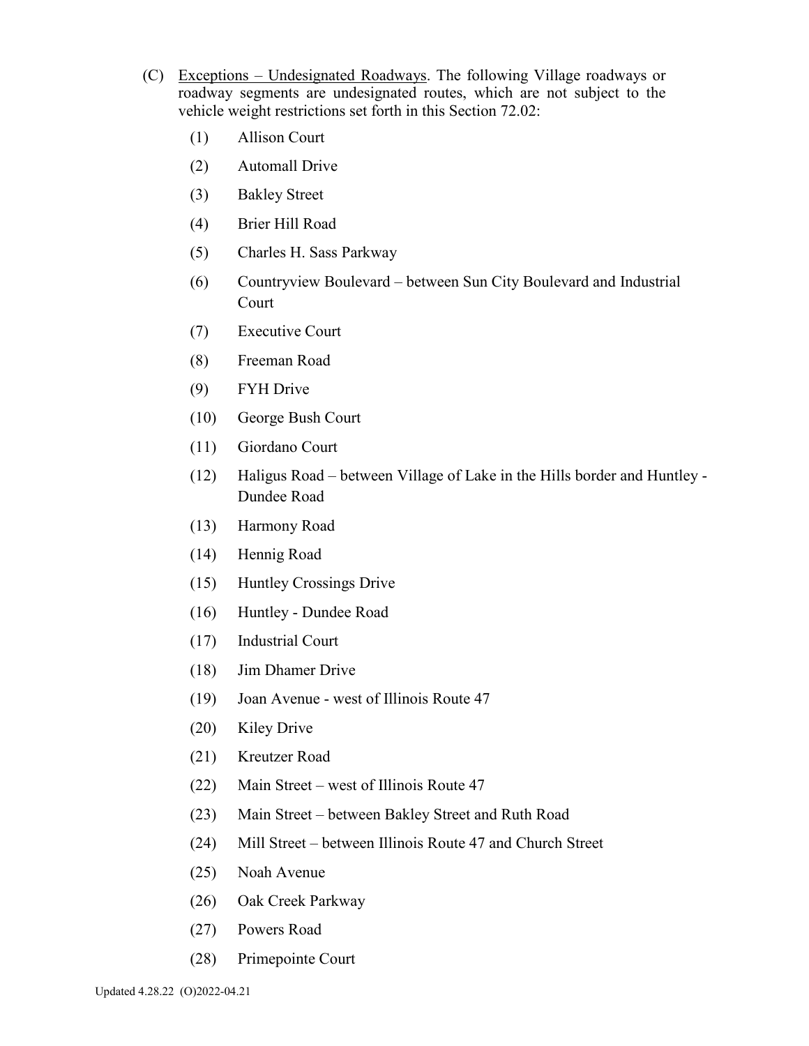(C) Exceptions – Undesignated Roadways. The following Village roadways or roadway segments are undesignated routes, which are not subject to the vehicle weight restrictions set forth in this Section 72.02:

(1) Allison Court

(2) Automall Drive

(3) Bakley Street

(4) Brier Hill Road

(5) Charles H. Sass Parkway

(6) Countryview Boulevard – between Sun City Boulevard and Industrial Court

(7) Executive Court

(8) Freeman Road

(9) FYH Drive

(10) George Bush Court

(11) Giordano Court

(12) Haligus Road – between Village of Lake in the Hills border and Huntley - Dundee Road

(13) Harmony Road

(14) Hennig Road

(15) Huntley Crossings Drive

(16) Huntley - Dundee Road

(17) Industrial Court

(18) Jim Dhamer Drive

(19) Joan Avenue - west of Illinois Route 47

(20) Kiley Drive

(21) Kreutzer Road

(22) Main Street – west of Illinois Route 47

(23) Main Street – between Bakley Street and Ruth Road

(24) Mill Street – between Illinois Route 47 and Church Street

(25) Noah Avenue

(26) Oak Creek Parkway

(27) Powers Road

(28) Primepointe Court

Updated 4.28.22 (O)2022-04.21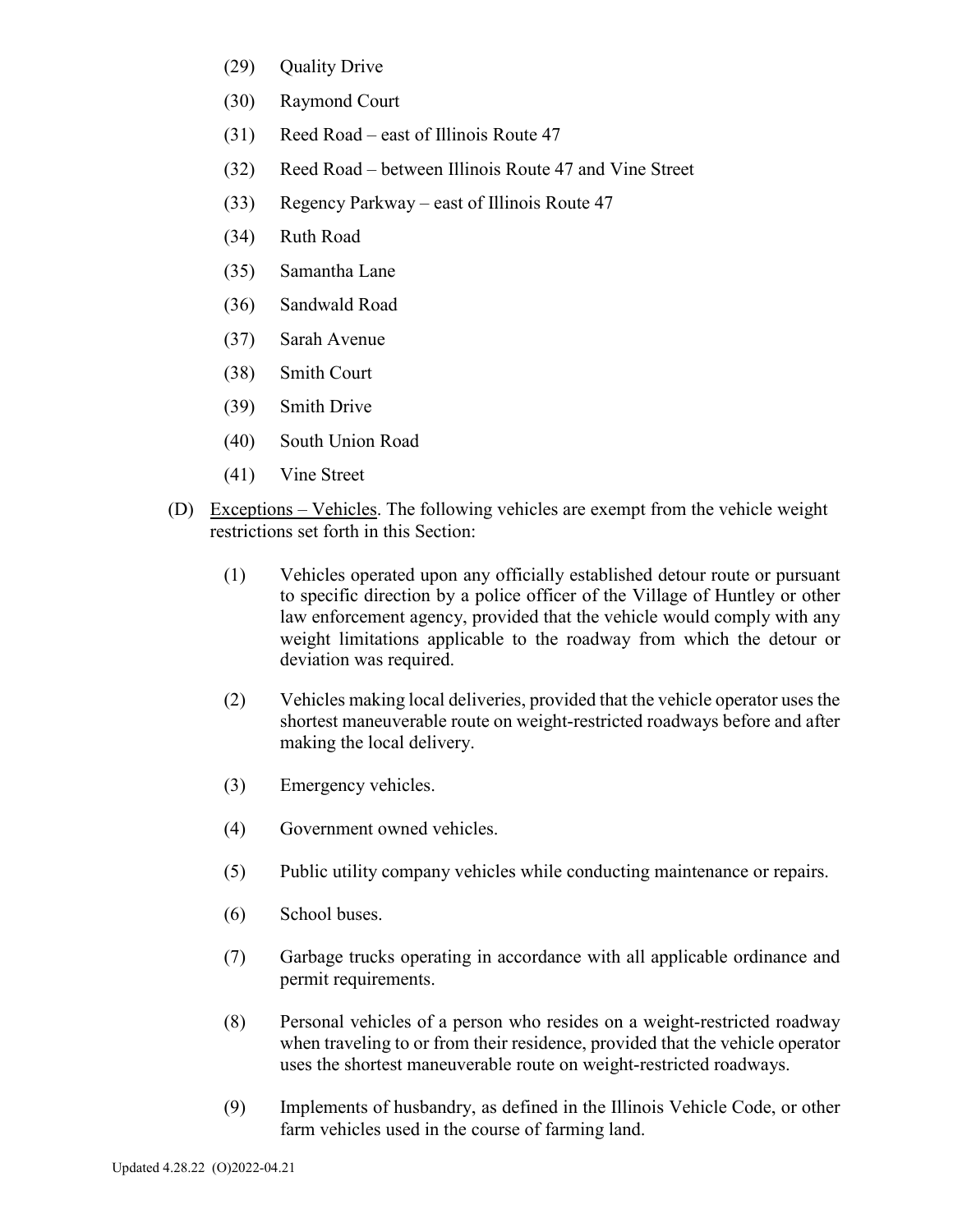(29) Quality Drive

(30) Raymond Court

(31) Reed Road – east of Illinois Route 47

(32) Reed Road – between Illinois Route 47 and Vine Street

(33) Regency Parkway – east of Illinois Route 47

(34) Ruth Road

(35) Samantha Lane

(36) Sandwald Road

(37) Sarah Avenue

(38) Smith Court

(39) Smith Drive

(40) South Union Road

(41) Vine Street

(D) Exceptions – Vehicles. The following vehicles are exempt from the vehicle weight restrictions set forth in this Section:

(1) Vehicles operated upon any officially established detour route or pursuant to specific direction by a police officer of the Village of Huntley or other law enforcement agency, provided that the vehicle would comply with any weight limitations applicable to the roadway from which the detour or deviation was required.

(2) Vehicles making local deliveries, provided that the vehicle operator uses the shortest maneuverable route on weight-restricted roadways before and after making the local delivery.

(3) Emergency vehicles.

(4) Government owned vehicles.

(5) Public utility company vehicles while conducting maintenance or repairs.

(6) School buses.

(7) Garbage trucks operating in accordance with all applicable ordinance and permit requirements.

(8) Personal vehicles of a person who resides on a weight-restricted roadway when traveling to or from their residence, provided that the vehicle operator uses the shortest maneuverable route on weight-restricted roadways.

(9) Implements of husbandry, as defined in the Illinois Vehicle Code, or other farm vehicles used in the course of farming land.

Updated 4.28.22 (O)2022-04.21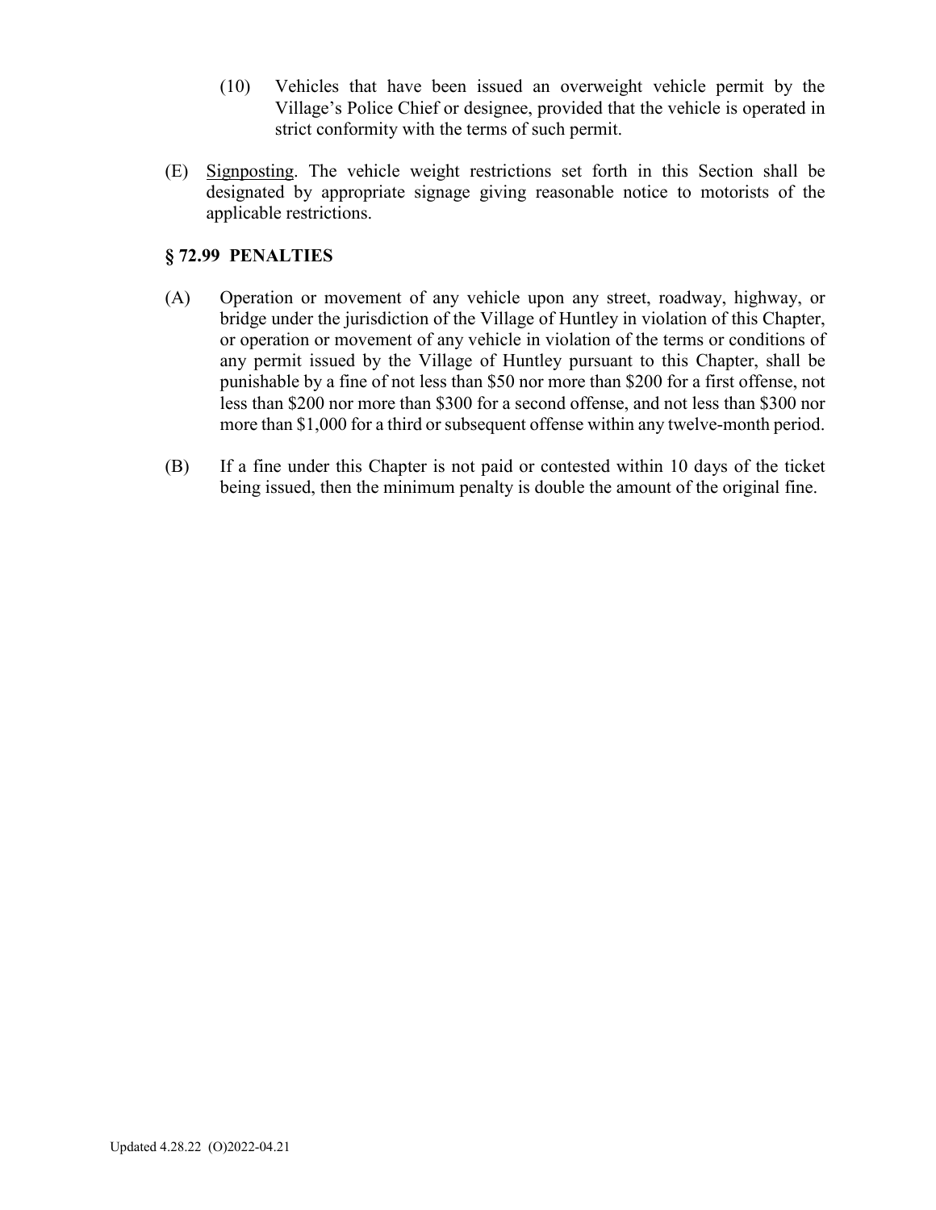(10) Vehicles that have been issued an overweight vehicle permit by the Village's Police Chief or designee, provided that the vehicle is operated in strict conformity with the terms of such permit.

(E) Signposting. The vehicle weight restrictions set forth in this Section shall be designated by appropriate signage giving reasonable notice to motorists of the applicable restrictions.

### § 72.99 PENALTIES

(A) Operation or movement of any vehicle upon any street, roadway, highway, or bridge under the jurisdiction of the Village of Huntley in violation of this Chapter, or operation or movement of any vehicle in violation of the terms or conditions of any permit issued by the Village of Huntley pursuant to this Chapter, shall be punishable by a fine of not less than $50 nor more than $200 for a first offense, not less than $200 nor more than $300 for a second offense, and not less than $300 nor more than $1,000 for a third or subsequent offense within any twelve-month period.

(B) If a fine under this Chapter is not paid or contested within 10 days of the ticket being issued, then the minimum penalty is double the amount of the original fine.

Updated 4.28.22 (O)2022-04.21